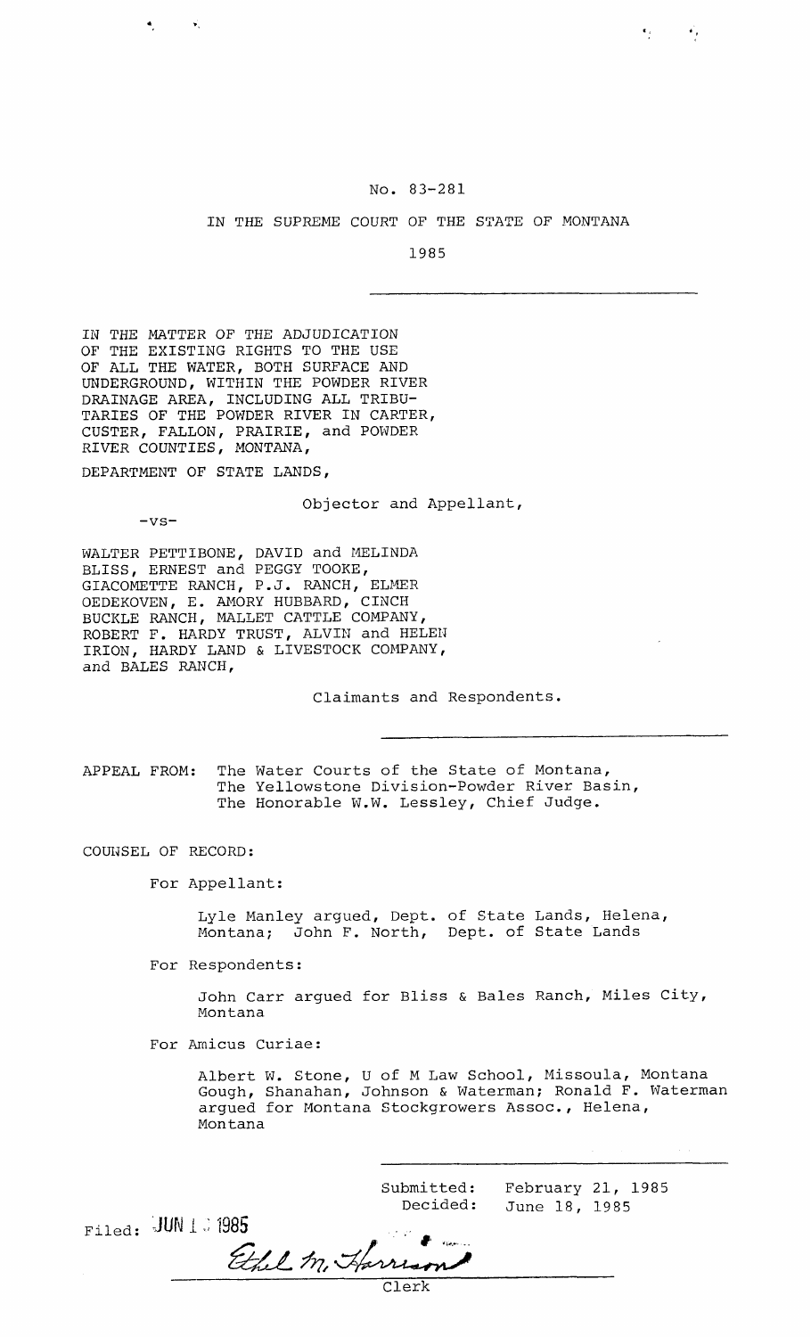No. 83-281

IN THE SUPREME COURT OF THE STATE OF MONTANA

1985

---

IN THE MATTER OF THE ADJUDICATION OF THE EXISTING RIGHTS TO THE USE OF ALL THE WATER, BOTH SURFACE AND UNDERGROUND, WITHIN THE POWDER RIVER DRAINAGE AREA, INCLUDING ALL TRIBUTARIES OF THE POWDER RIVER IN CARTER, CUSTER, FALLON, PRAIRIE, and POWDER RIVER COUNTIES, MONTANA,

DEPARTMENT OF STATE LANDS,

Objector and Appellant,

-vs-

WALTER PETTIBONE, DAVID and MELINDA BLISS, ERNEST and PEGGY TOOKE, GIACOMETTE RANCH, P.J. RANCH, ELMER OEDEKOVEN, E. AMORY HUBBARD, CINCH BUCKLE RANCH, MALLET CATTLE COMPANY, ROBERT F. HARDY TRUST, ALVIN and HELEN IRION, HARDY LAND & LIVESTOCK COMPANY, and BALES RANCH,

Claimants and Respondents.

---

APPEAL FROM: The Water Courts of the State of Montana, The Yellowstone Division-Powder River Basin, The Honorable W.W. Lessley, Chief Judge.

COUNSEL OF RECORD:

For Appellant:

Lyle Manley argued, Dept. of State Lands, Helena, Montana; John F. North, Dept. of State Lands

For Respondents:

John Carr argued for Bliss & Bales Ranch, Miles City, Montana

For Amicus Curiae:

Albert W. Stone, U of M Law School, Missoula, Montana
Gough, Shanahan, Johnson & Waterman; Ronald F. Waterman argued for Montana Stockgrowers Assoc., Helena, Montana

---

Submitted: February 21, 1985

Decided: June 18, 1985

Filed: JUN 18 1985

Ethel M. Harrison

Clerk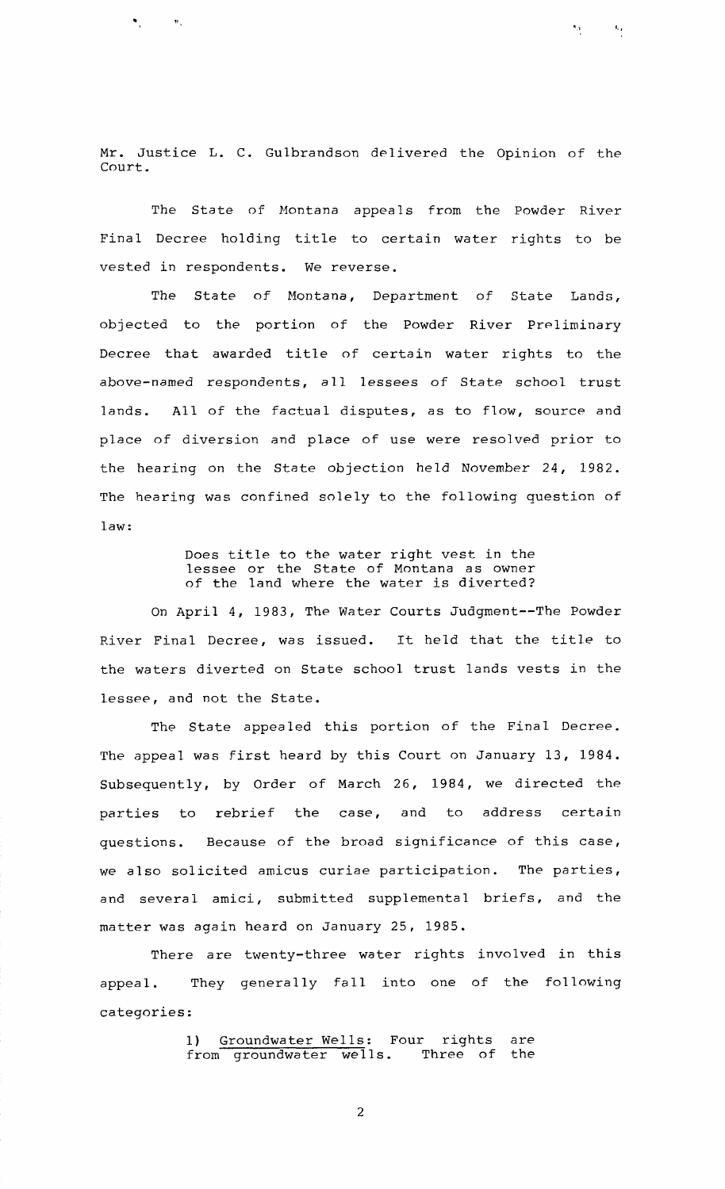Mr. Justice L. C. Gulbrandson delivered the Opinion of the Court.

The State of Montana appeals from the Powder River Final Decree holding title to certain water rights to be vested in respondents. We reverse.

The State of Montana, Department of State Lands, objected to the portion of the Powder River Preliminary Decree that awarded title of certain water rights to the above-named respondents, all lessees of State school trust lands. All of the factual disputes, as to flow, source and place of diversion and place of use were resolved prior to the hearing on the State objection held November 24, 1982. The hearing was confined solely to the following question of law:

> Does title to the water right vest in the lessee or the State of Montana as owner of the land where the water is diverted?

On April 4, 1983, The Water Courts Judgment--The Powder River Final Decree, was issued. It held that the title to the waters diverted on State school trust lands vests in the lessee, and not the State.

The State appealed this portion of the Final Decree. The appeal was first heard by this Court on January 13, 1984. Subsequently, by Order of March 26, 1984, we directed the parties to rebrief the case, and to address certain questions. Because of the broad significance of this case, we also solicited amicus curiae participation. The parties, and several amici, submitted supplemental briefs, and the matter was again heard on January 25, 1985.

There are twenty-three water rights involved in this appeal. They generally fall into one of the following categories:

> 1) Groundwater Wells: Four rights are from groundwater wells. Three of the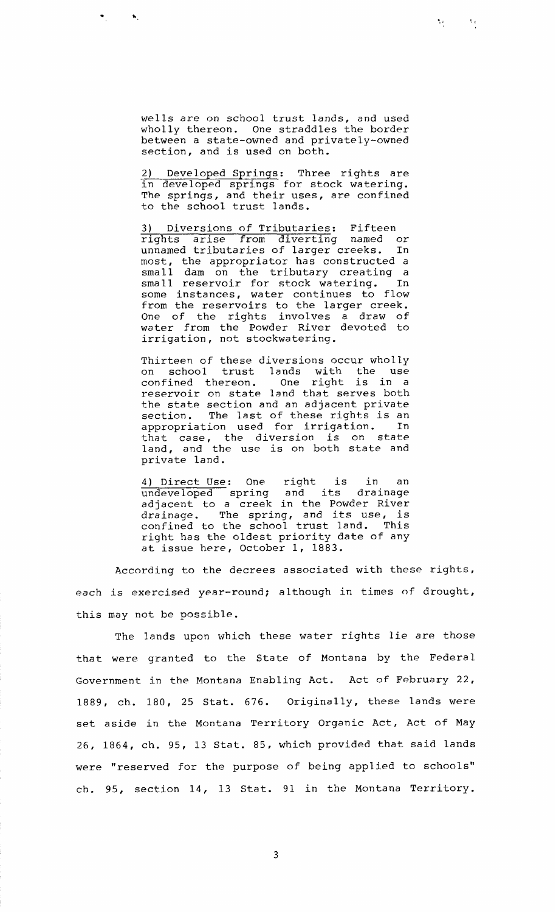wells are on school trust lands, and used wholly thereon. One straddles the border between a state-owned and privately-owned section, and is used on both.

2) Developed Springs: Three rights are in developed springs for stock watering. The springs, and their uses, are confined to the school trust lands.

3) Diversions of Tributaries: Fifteen rights arise from diverting named or unnamed tributaries of larger creeks. In most, the appropriator has constructed a small dam on the tributary creating a small reservoir for stock watering. In some instances, water continues to flow from the reservoirs to the larger creek. One of the rights involves a draw of water from the Powder River devoted to irrigation, not stockwatering.

Thirteen of these diversions occur wholly on school trust lands with the use confined thereon. One right is in a reservoir on state land that serves both the state section and an adjacent private section. The last of these rights is an appropriation used for irrigation. In that case, the diversion is on state land, and the use is on both state and private land.

4) Direct Use: One right is in an undeveloped spring and its drainage adjacent to a creek in the Powder River drainage. The spring, and its use, is confined to the school trust land. This right has the oldest priority date of any at issue here, October 1, 1883.

According to the decrees associated with these rights, each is exercised year-round; although in times of drought, this may not be possible.

The lands upon which these water rights lie are those that were granted to the State of Montana by the Federal Government in the Montana Enabling Act. Act of February 22, 1889, ch. 180, 25 Stat. 676. Originally, these lands were set aside in the Montana Territory Organic Act, Act of May 26, 1864, ch. 95, 13 Stat. 85, which provided that said lands were "reserved for the purpose of being applied to schools" ch. 95, section 14, 13 Stat. 91 in the Montana Territory.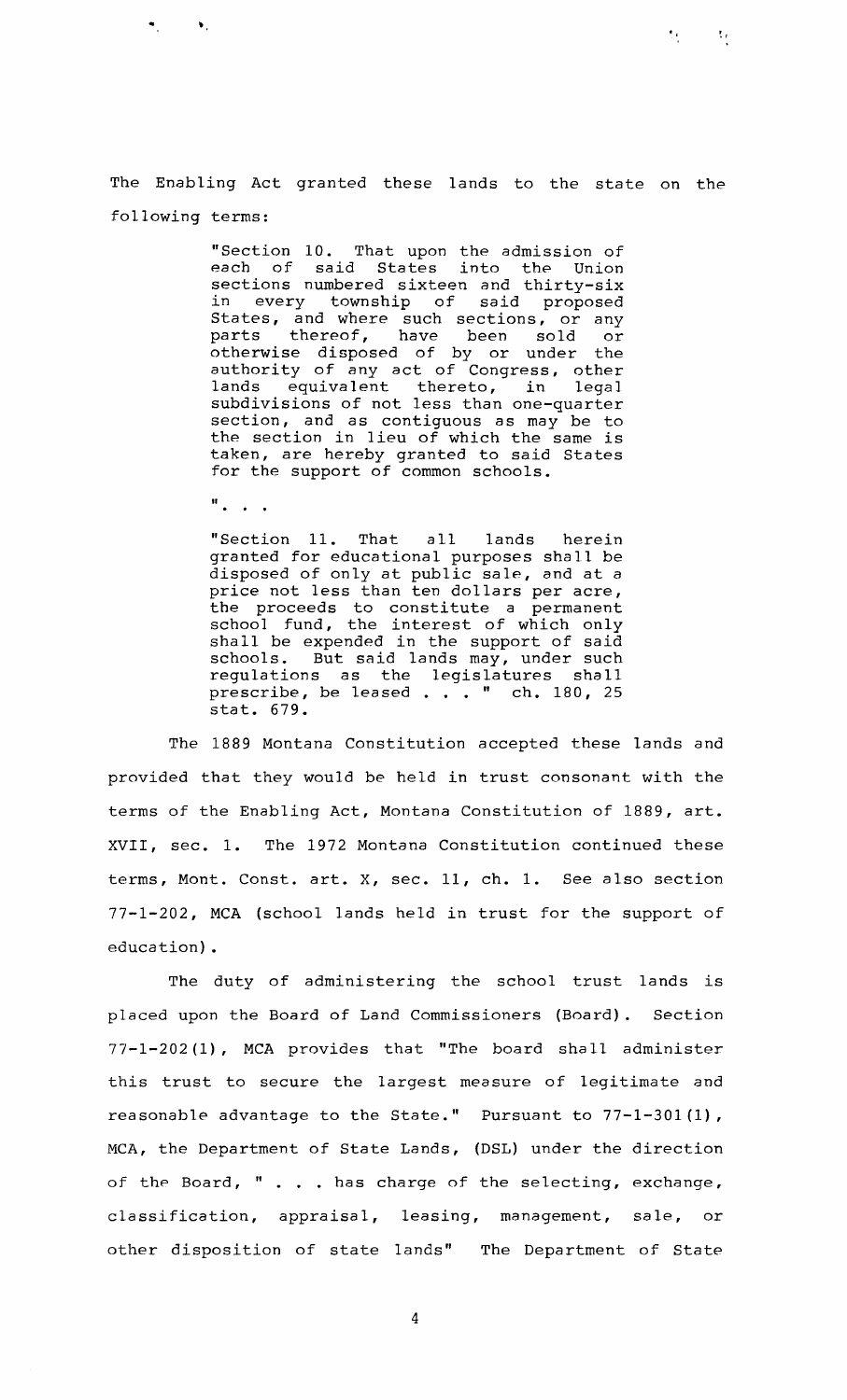The Enabling Act granted these lands to the state on the following terms:

> "Section 10. That upon the admission of each of said States into the Union sections numbered sixteen and thirty-six in every township of said proposed States, and where such sections, or any parts thereof, have been sold or otherwise disposed of by or under the authority of any act of Congress, other lands equivalent thereto, in legal subdivisions of not less than one-quarter section, and as contiguous as may be to the section in lieu of which the same is taken, are hereby granted to said States for the support of common schools.
>
> ". . .
>
> "Section 11. That all lands herein granted for educational purposes shall be disposed of only at public sale, and at a price not less than ten dollars per acre, the proceeds to constitute a permanent school fund, the interest of which only shall be expended in the support of said schools. But said lands may, under such regulations as the legislatures shall prescribe, be leased . . . " ch. 180, 25 stat. 679.

The 1889 Montana Constitution accepted these lands and provided that they would be held in trust consonant with the terms of the Enabling Act, Montana Constitution of 1889, art. XVII, sec. 1. The 1972 Montana Constitution continued these terms, Mont. Const. art. X, sec. 11, ch. 1. See also section 77-1-202, MCA (school lands held in trust for the support of education).

The duty of administering the school trust lands is placed upon the Board of Land Commissioners (Board). Section 77-1-202(1), MCA provides that "The board shall administer this trust to secure the largest measure of legitimate and reasonable advantage to the State." Pursuant to 77-1-301(1), MCA, the Department of State Lands, (DSL) under the direction of the Board, " . . . has charge of the selecting, exchange, classification, appraisal, leasing, management, sale, or other disposition of state lands" The Department of State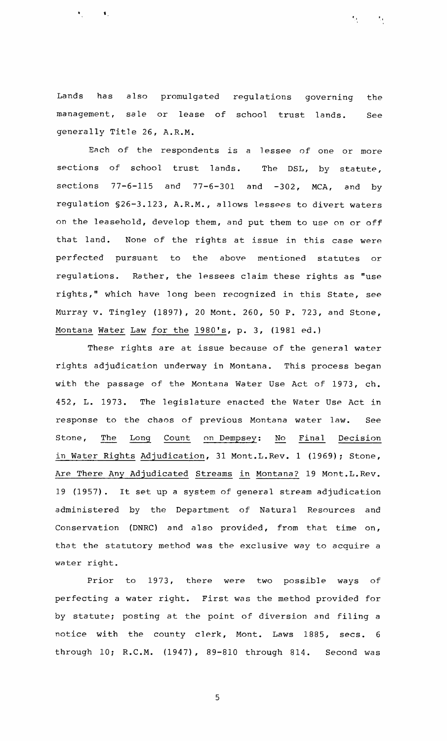Lands has also promulgated regulations governing the management, sale or lease of school trust lands. See generally Title 26, A.R.M.

Each of the respondents is a lessee of one or more sections of school trust lands. The DSL, by statute, sections 77-6-115 and 77-6-301 and -302, MCA, and by regulation §26-3.123, A.R.M., allows lessees to divert waters on the leasehold, develop them, and put them to use on or off that land. None of the rights at issue in this case were perfected pursuant to the above mentioned statutes or regulations. Rather, the lessees claim these rights as "use rights," which have long been recognized in this State, see Murray v. Tingley (1897), 20 Mont. 260, 50 P. 723, and Stone, _Montana Water Law for the 1980's_, p. 3, (1981 ed.)

These rights are at issue because of the general water rights adjudication underway in Montana. This process began with the passage of the Montana Water Use Act of 1973, ch. 452, L. 1973. The legislature enacted the Water Use Act in response to the chaos of previous Montana water law. See Stone, _The Long Count on Dempsey: No Final Decision in Water Rights Adjudication_, 31 Mont.L.Rev. 1 (1969); Stone, _Are There Any Adjudicated Streams in Montana?_ 19 Mont.L.Rev. 19 (1957). It set up a system of general stream adjudication administered by the Department of Natural Resources and Conservation (DNRC) and also provided, from that time on, that the statutory method was the exclusive way to acquire a water right.

Prior to 1973, there were two possible ways of perfecting a water right. First was the method provided for by statute; posting at the point of diversion and filing a notice with the county clerk, Mont. Laws 1885, secs. 6 through 10; R.C.M. (1947), 89-810 through 814. Second was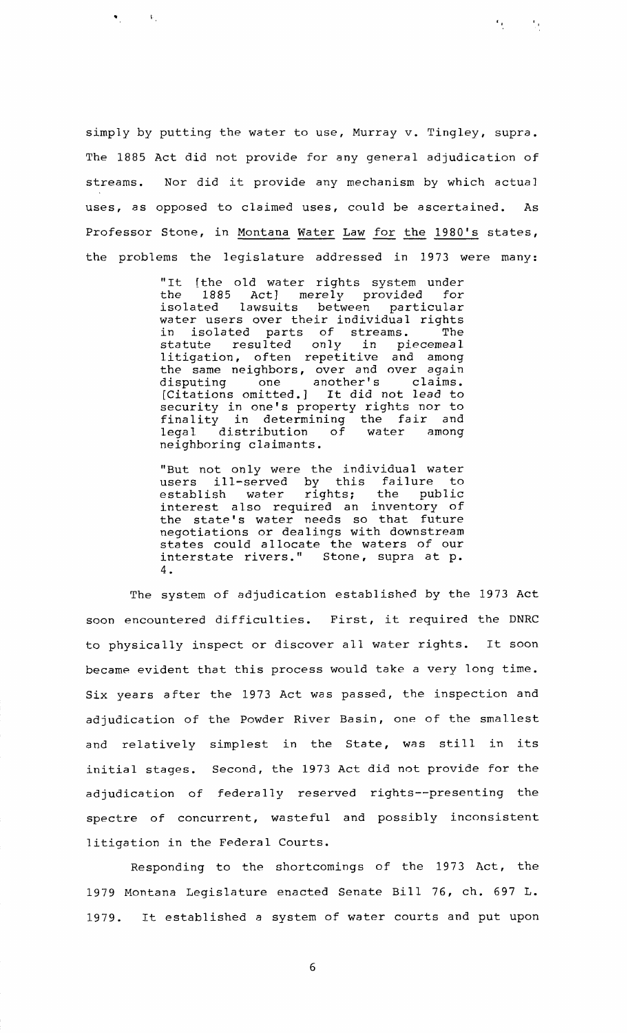simply by putting the water to use, Murray v. Tingley, supra. The 1885 Act did not provide for any general adjudication of streams. Nor did it provide any mechanism by which actual uses, as opposed to claimed uses, could be ascertained. As Professor Stone, in Montana Water Law for the 1980's states, the problems the legislature addressed in 1973 were many:

> "It [the old water rights system under the 1885 Act] merely provided for isolated lawsuits between particular water users over their individual rights in isolated parts of streams. The statute resulted only in piecemeal litigation, often repetitive and among the same neighbors, over and over again disputing one another's claims. [Citations omitted.] It did not lead to security in one's property rights nor to finality in determining the fair and legal distribution of water among neighboring claimants.
>
> "But not only were the individual water users ill-served by this failure to establish water rights; the public interest also required an inventory of the state's water needs so that future negotiations or dealings with downstream states could allocate the waters of our interstate rivers." Stone, supra at p. 4.

The system of adjudication established by the 1973 Act soon encountered difficulties. First, it required the DNRC to physically inspect or discover all water rights. It soon became evident that this process would take a very long time. Six years after the 1973 Act was passed, the inspection and adjudication of the Powder River Basin, one of the smallest and relatively simplest in the State, was still in its initial stages. Second, the 1973 Act did not provide for the adjudication of federally reserved rights--presenting the spectre of concurrent, wasteful and possibly inconsistent litigation in the Federal Courts.

Responding to the shortcomings of the 1973 Act, the 1979 Montana Legislature enacted Senate Bill 76, ch. 697 L. 1979. It established a system of water courts and put upon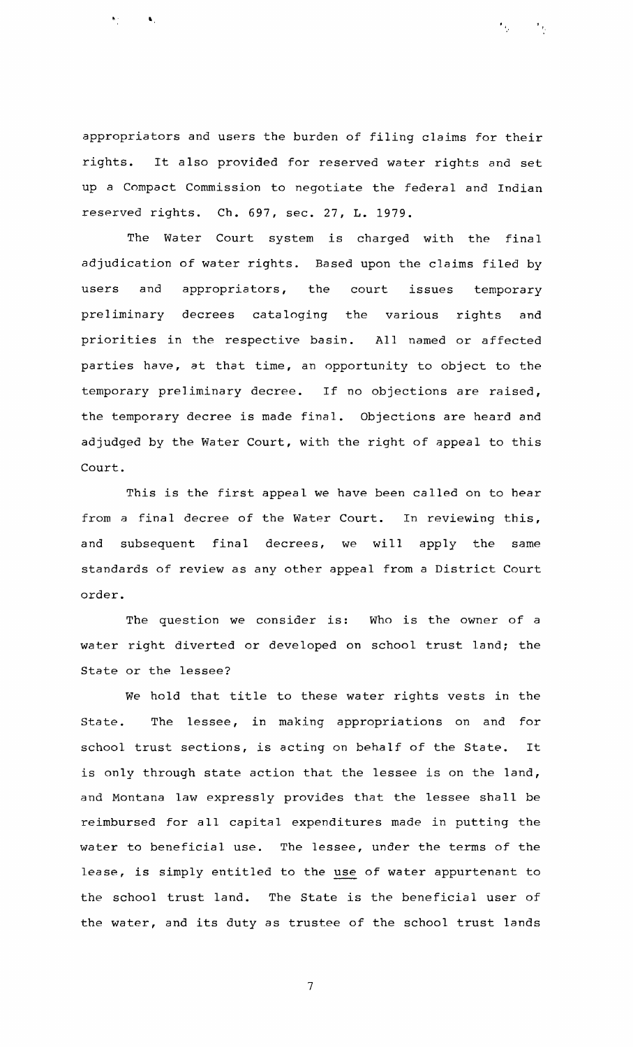appropriators and users the burden of filing claims for their rights. It also provided for reserved water rights and set up a Compact Commission to negotiate the federal and Indian reserved rights. Ch. 697, sec. 27, L. 1979.

The Water Court system is charged with the final adjudication of water rights. Based upon the claims filed by users and appropriators, the court issues temporary preliminary decrees cataloging the various rights and priorities in the respective basin. All named or affected parties have, at that time, an opportunity to object to the temporary preliminary decree. If no objections are raised, the temporary decree is made final. Objections are heard and adjudged by the Water Court, with the right of appeal to this Court.

This is the first appeal we have been called on to hear from a final decree of the Water Court. In reviewing this, and subsequent final decrees, we will apply the same standards of review as any other appeal from a District Court order.

The question we consider is: Who is the owner of a water right diverted or developed on school trust land; the State or the lessee?

We hold that title to these water rights vests in the State. The lessee, in making appropriations on and for school trust sections, is acting on behalf of the State. It is only through state action that the lessee is on the land, and Montana law expressly provides that the lessee shall be reimbursed for all capital expenditures made in putting the water to beneficial use. The lessee, under the terms of the lease, is simply entitled to the _use_ of water appurtenant to the school trust land. The State is the beneficial user of the water, and its duty as trustee of the school trust lands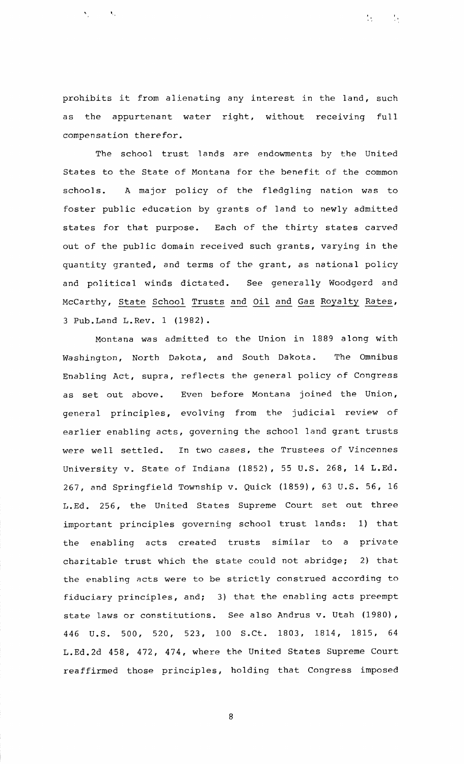prohibits it from alienating any interest in the land, such as the appurtenant water right, without receiving full compensation therefor.

The school trust lands are endowments by the United States to the State of Montana for the benefit of the common schools. A major policy of the fledgling nation was to foster public education by grants of land to newly admitted states for that purpose. Each of the thirty states carved out of the public domain received such grants, varying in the quantity granted, and terms of the grant, as national policy and political winds dictated. See generally Woodgerd and McCarthy, <u>State School Trusts and Oil and Gas Royalty Rates</u>, 3 Pub.Land L.Rev. 1 (1982).

Montana was admitted to the Union in 1889 along with Washington, North Dakota, and South Dakota. The Omnibus Enabling Act, supra, reflects the general policy of Congress as set out above. Even before Montana joined the Union, general principles, evolving from the judicial review of earlier enabling acts, governing the school land grant trusts were well settled. In two cases, the Trustees of Vincennes University v. State of Indiana (1852), 55 U.S. 268, 14 L.Ed. 267, and Springfield Township v. Quick (1859), 63 U.S. 56, 16 L.Ed. 256, the United States Supreme Court set out three important principles governing school trust lands: 1) that the enabling acts created trusts similar to a private charitable trust which the state could not abridge; 2) that the enabling acts were to be strictly construed according to fiduciary principles, and; 3) that the enabling acts preempt state laws or constitutions. See also Andrus v. Utah (1980), 446 U.S. 500, 520, 523, 100 S.Ct. 1803, 1814, 1815, 64 L.Ed.2d 458, 472, 474, where the United States Supreme Court reaffirmed those principles, holding that Congress imposed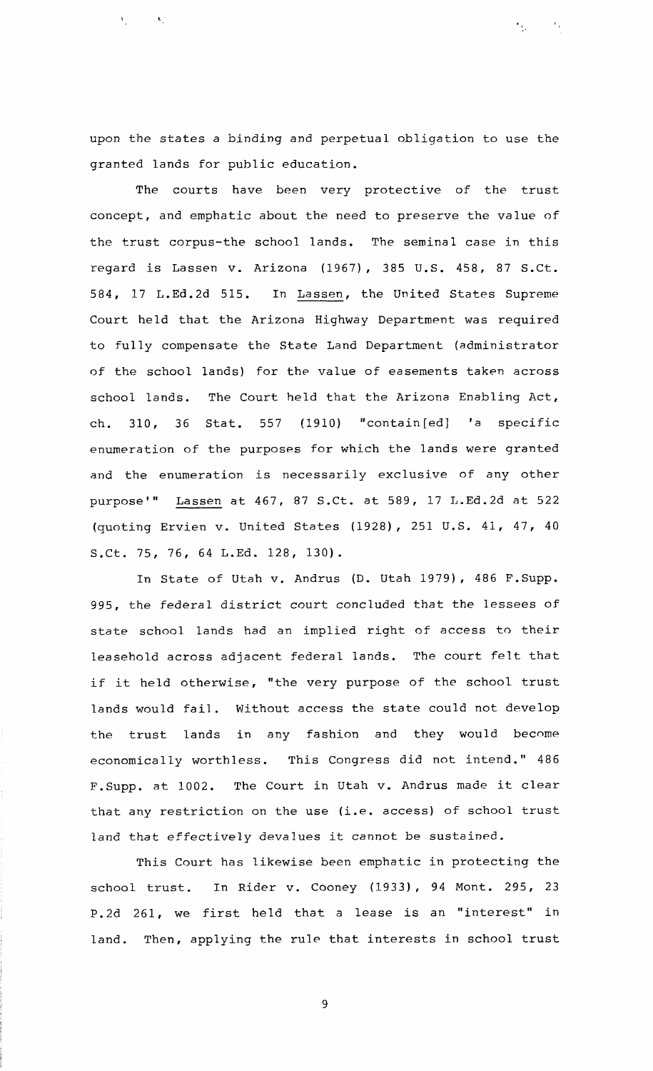upon the states a binding and perpetual obligation to use the granted lands for public education.

The courts have been very protective of the trust concept, and emphatic about the need to preserve the value of the trust corpus-the school lands. The seminal case in this regard is Lassen v. Arizona (1967), 385 U.S. 458, 87 S.Ct. 584, 17 L.Ed.2d 515. In Lassen, the United States Supreme Court held that the Arizona Highway Department was required to fully compensate the State Land Department (administrator of the school lands) for the value of easements taken across school lands. The Court held that the Arizona Enabling Act, ch. 310, 36 Stat. 557 (1910) "contain[ed] 'a specific enumeration of the purposes for which the lands were granted and the enumeration is necessarily exclusive of any other purpose'" Lassen at 467, 87 S.Ct. at 589, 17 L.Ed.2d at 522 (quoting Ervien v. United States (1928), 251 U.S. 41, 47, 40 S.Ct. 75, 76, 64 L.Ed. 128, 130).

In State of Utah v. Andrus (D. Utah 1979), 486 F.Supp. 995, the federal district court concluded that the lessees of state school lands had an implied right of access to their leasehold across adjacent federal lands. The court felt that if it held otherwise, "the very purpose of the school trust lands would fail. Without access the state could not develop the trust lands in any fashion and they would become economically worthless. This Congress did not intend." 486 F.Supp. at 1002. The Court in Utah v. Andrus made it clear that any restriction on the use (i.e. access) of school trust land that effectively devalues it cannot be sustained.

This Court has likewise been emphatic in protecting the school trust. In Rider v. Cooney (1933), 94 Mont. 295, 23 P.2d 261, we first held that a lease is an "interest" in land. Then, applying the rule that interests in school trust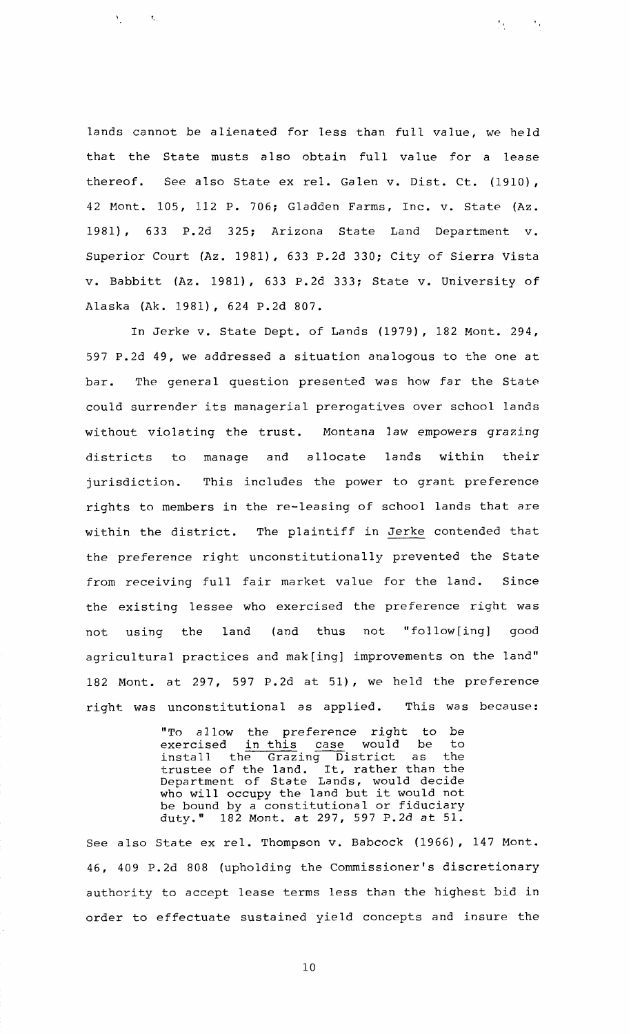lands cannot be alienated for less than full value, we held that the State musts also obtain full value for a lease thereof. See also State ex rel. Galen v. Dist. Ct. (1910), 42 Mont. 105, 112 P. 706; Gladden Farms, Inc. v. State (Az. 1981), 633 P.2d 325; Arizona State Land Department v. Superior Court (Az. 1981), 633 P.2d 330; City of Sierra Vista v. Babbitt (Az. 1981), 633 P.2d 333; State v. University of Alaska (Ak. 1981), 624 P.2d 807.

In Jerke v. State Dept. of Lands (1979), 182 Mont. 294, 597 P.2d 49, we addressed a situation analogous to the one at bar. The general question presented was how far the State could surrender its managerial prerogatives over school lands without violating the trust. Montana law empowers grazing districts to manage and allocate lands within their jurisdiction. This includes the power to grant preference rights to members in the re-leasing of school lands that are within the district. The plaintiff in Jerke contended that the preference right unconstitutionally prevented the State from receiving full fair market value for the land. Since the existing lessee who exercised the preference right was not using the land (and thus not "follow[ing] good agricultural practices and mak[ing] improvements on the land" 182 Mont. at 297, 597 P.2d at 51), we held the preference right was unconstitutional as applied. This was because:

> "To allow the preference right to be exercised in this case would be to install the Grazing District as the trustee of the land. It, rather than the Department of State Lands, would decide who will occupy the land but it would not be bound by a constitutional or fiduciary duty." 182 Mont. at 297, 597 P.2d at 51.

See also State ex rel. Thompson v. Babcock (1966), 147 Mont. 46, 409 P.2d 808 (upholding the Commissioner's discretionary authority to accept lease terms less than the highest bid in order to effectuate sustained yield concepts and insure the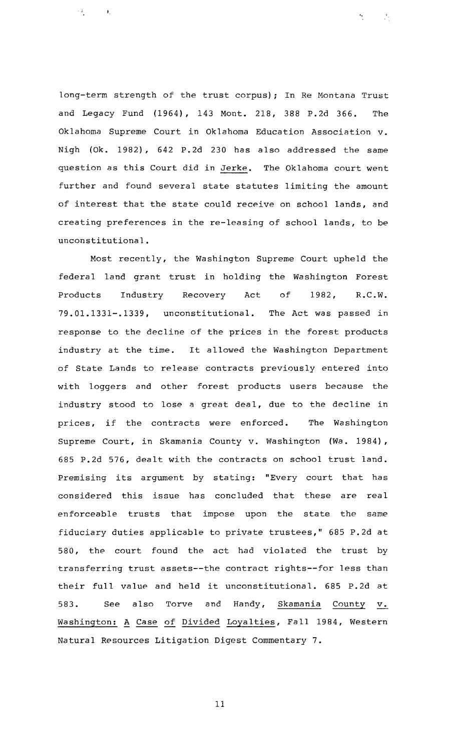long-term strength of the trust corpus); In Re Montana Trust and Legacy Fund (1964), 143 Mont. 218, 388 P.2d 366. The Oklahoma Supreme Court in Oklahoma Education Association v. Nigh (Ok. 1982), 642 P.2d 230 has also addressed the same question as this Court did in Jerke. The Oklahoma court went further and found several state statutes limiting the amount of interest that the state could receive on school lands, and creating preferences in the re-leasing of school lands, to be unconstitutional.

Most recently, the Washington Supreme Court upheld the federal land grant trust in holding the Washington Forest Products Industry Recovery Act of 1982, R.C.W. 79.01.1331-.1339, unconstitutional. The Act was passed in response to the decline of the prices in the forest products industry at the time. It allowed the Washington Department of State Lands to release contracts previously entered into with loggers and other forest products users because the industry stood to lose a great deal, due to the decline in prices, if the contracts were enforced. The Washington Supreme Court, in Skamania County v. Washington (Wa. 1984), 685 P.2d 576, dealt with the contracts on school trust land. Premising its argument by stating: "Every court that has considered this issue has concluded that these are real enforceable trusts that impose upon the state the same fiduciary duties applicable to private trustees," 685 P.2d at 580, the court found the act had violated the trust by transferring trust assets--the contract rights--for less than their full value and held it unconstitutional. 685 P.2d at 583. See also Torve and Handy, Skamania County v. Washington: A Case of Divided Loyalties, Fall 1984, Western Natural Resources Litigation Digest Commentary 7.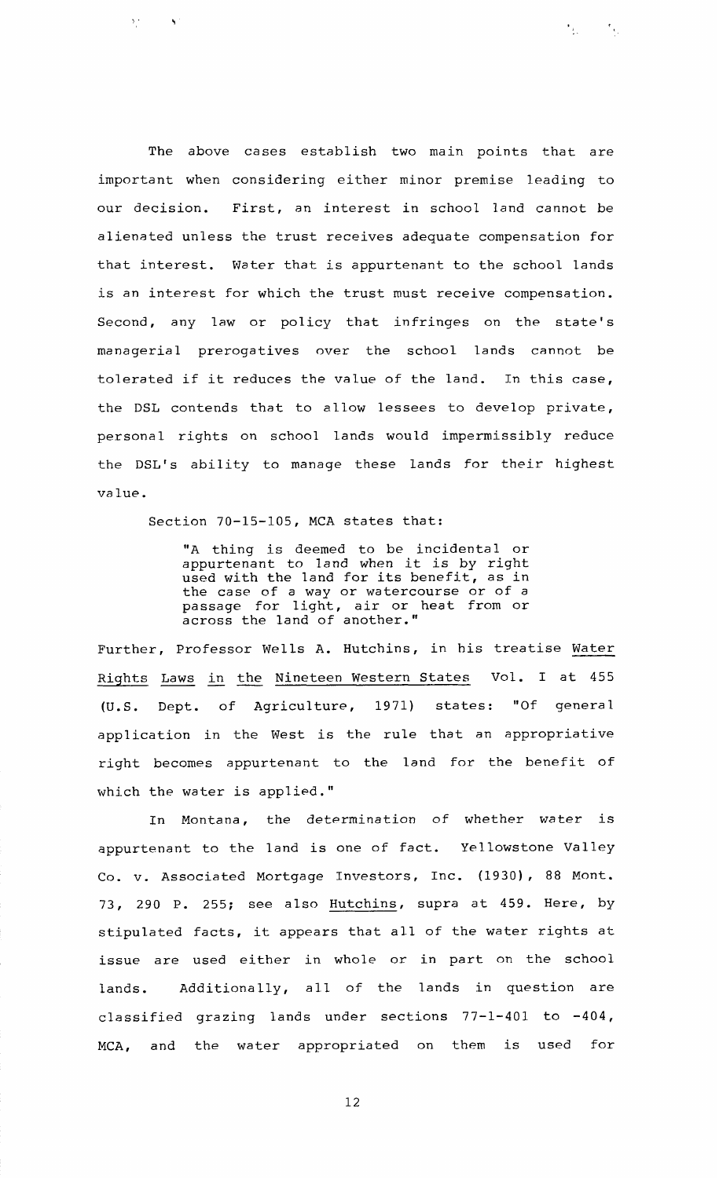The above cases establish two main points that are important when considering either minor premise leading to our decision. First, an interest in school land cannot be alienated unless the trust receives adequate compensation for that interest. Water that is appurtenant to the school lands is an interest for which the trust must receive compensation. Second, any law or policy that infringes on the state's managerial prerogatives over the school lands cannot be tolerated if it reduces the value of the land. In this case, the DSL contends that to allow lessees to develop private, personal rights on school lands would impermissibly reduce the DSL's ability to manage these lands for their highest value.

Section 70-15-105, MCA states that:

> "A thing is deemed to be incidental or appurtenant to land when it is by right used with the land for its benefit, as in the case of a way or watercourse or of a passage for light, air or heat from or across the land of another."

Further, Professor Wells A. Hutchins, in his treatise _Water Rights Laws in the Nineteen Western States_ Vol. I at 455 (U.S. Dept. of Agriculture, 1971) states: "Of general application in the West is the rule that an appropriative right becomes appurtenant to the land for the benefit of which the water is applied."

In Montana, the determination of whether water is appurtenant to the land is one of fact. Yellowstone Valley Co. v. Associated Mortgage Investors, Inc. (1930), 88 Mont. 73, 290 P. 255; see also _Hutchins_, supra at 459. Here, by stipulated facts, it appears that all of the water rights at issue are used either in whole or in part on the school lands. Additionally, all of the lands in question are classified grazing lands under sections 77-1-401 to -404, MCA, and the water appropriated on them is used for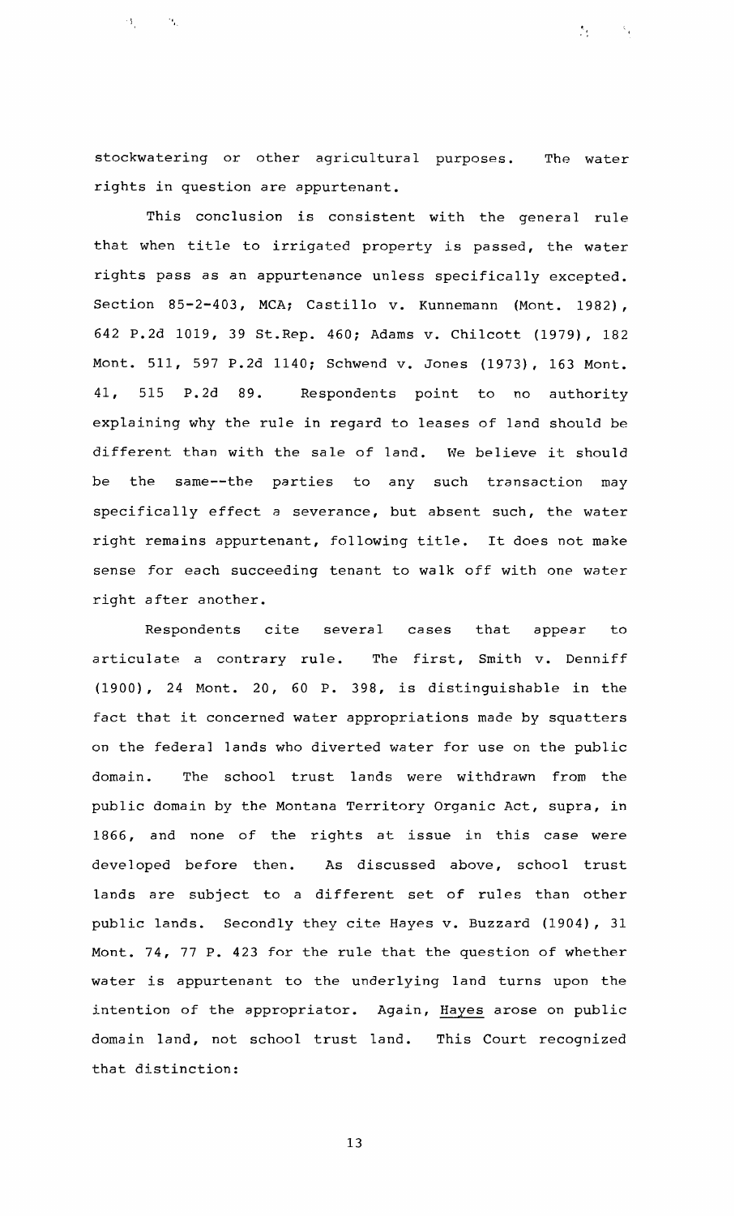stockwatering or other agricultural purposes. The water rights in question are appurtenant.

This conclusion is consistent with the general rule that when title to irrigated property is passed, the water rights pass as an appurtenance unless specifically excepted. Section 85-2-403, MCA; Castillo v. Kunnemann (Mont. 1982), 642 P.2d 1019, 39 St.Rep. 460; Adams v. Chilcott (1979), 182 Mont. 511, 597 P.2d 1140; Schwend v. Jones (1973), 163 Mont. 41, 515 P.2d 89. Respondents point to no authority explaining why the rule in regard to leases of land should be different than with the sale of land. We believe it should be the same--the parties to any such transaction may specifically effect a severance, but absent such, the water right remains appurtenant, following title. It does not make sense for each succeeding tenant to walk off with one water right after another.

Respondents cite several cases that appear to articulate a contrary rule. The first, Smith v. Denniff (1900), 24 Mont. 20, 60 P. 398, is distinguishable in the fact that it concerned water appropriations made by squatters on the federal lands who diverted water for use on the public domain. The school trust lands were withdrawn from the public domain by the Montana Territory Organic Act, supra, in 1866, and none of the rights at issue in this case were developed before then. As discussed above, school trust lands are subject to a different set of rules than other public lands. Secondly they cite Hayes v. Buzzard (1904), 31 Mont. 74, 77 P. 423 for the rule that the question of whether water is appurtenant to the underlying land turns upon the intention of the appropriator. Again, *Hayes* arose on public domain land, not school trust land. This Court recognized that distinction: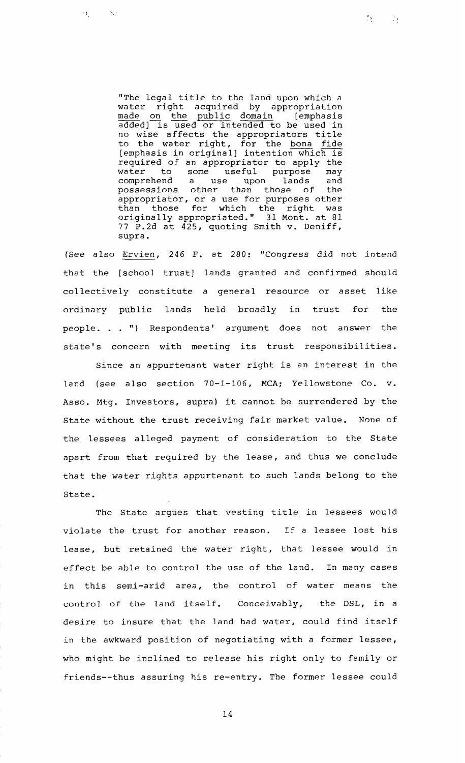> "The legal title to the land upon which a water right acquired by appropriation <u>made on the public domain</u> [emphasis added] is used or intended to be used in no wise affects the appropriators title to the water right, for the <u>bona fide</u> [emphasis in original] intention which is required of an appropriator to apply the water to some useful purpose may comprehend a use upon lands and possessions other than those of the appropriator, or a use for purposes other than those for which the right was originally appropriated." 31 Mont. at 81 77 P.2d at 425, quoting Smith v. Deniff, supra.

(See also Ervien, 246 F. at 280: "Congress did not intend that the [school trust] lands granted and confirmed should collectively constitute a general resource or asset like ordinary public lands held broadly in trust for the people. . . ") Respondents' argument does not answer the state's concern with meeting its trust responsibilities.

Since an appurtenant water right is an interest in the land (see also section 70-1-106, MCA; Yellowstone Co. v. Asso. Mtg. Investors, supra) it cannot be surrendered by the State without the trust receiving fair market value. None of the lessees alleged payment of consideration to the State apart from that required by the lease, and thus we conclude that the water rights appurtenant to such lands belong to the State.

The State argues that vesting title in lessees would violate the trust for another reason. If a lessee lost his lease, but retained the water right, that lessee would in effect be able to control the use of the land. In many cases in this semi-arid area, the control of water means the control of the land itself. Conceivably, the DSL, in a desire to insure that the land had water, could find itself in the awkward position of negotiating with a former lessee, who might be inclined to release his right only to family or friends--thus assuring his re-entry. The former lessee could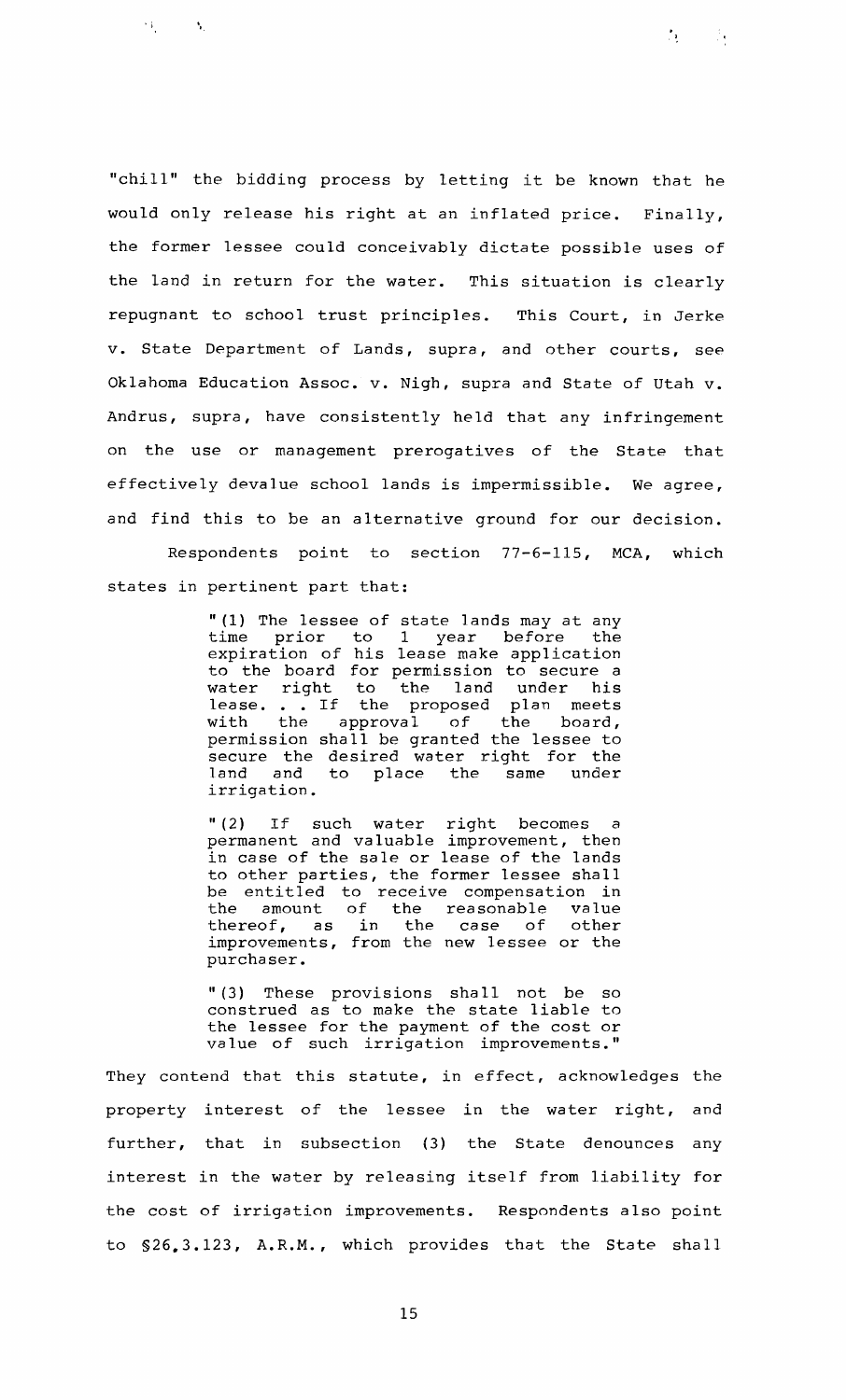"chill" the bidding process by letting it be known that he would only release his right at an inflated price. Finally, the former lessee could conceivably dictate possible uses of the land in return for the water. This situation is clearly repugnant to school trust principles. This Court, in Jerke v. State Department of Lands, supra, and other courts, see Oklahoma Education Assoc. v. Nigh, supra and State of Utah v. Andrus, supra, have consistently held that any infringement on the use or management prerogatives of the State that effectively devalue school lands is impermissible. We agree, and find this to be an alternative ground for our decision.

Respondents point to section 77-6-115, MCA, which states in pertinent part that:

> "(1) The lessee of state lands may at any time prior to 1 year before the expiration of his lease make application to the board for permission to secure a water right to the land under his lease. . . If the proposed plan meets with the approval of the board, permission shall be granted the lessee to secure the desired water right for the land and to place the same under irrigation.
>
> "(2) If such water right becomes a permanent and valuable improvement, then in case of the sale or lease of the lands to other parties, the former lessee shall be entitled to receive compensation in the amount of the reasonable value thereof, as in the case of other improvements, from the new lessee or the purchaser.
>
> "(3) These provisions shall not be so construed as to make the state liable to the lessee for the payment of the cost or value of such irrigation improvements."

They contend that this statute, in effect, acknowledges the property interest of the lessee in the water right, and further, that in subsection (3) the State denounces any interest in the water by releasing itself from liability for the cost of irrigation improvements. Respondents also point to §26.3.123, A.R.M., which provides that the State shall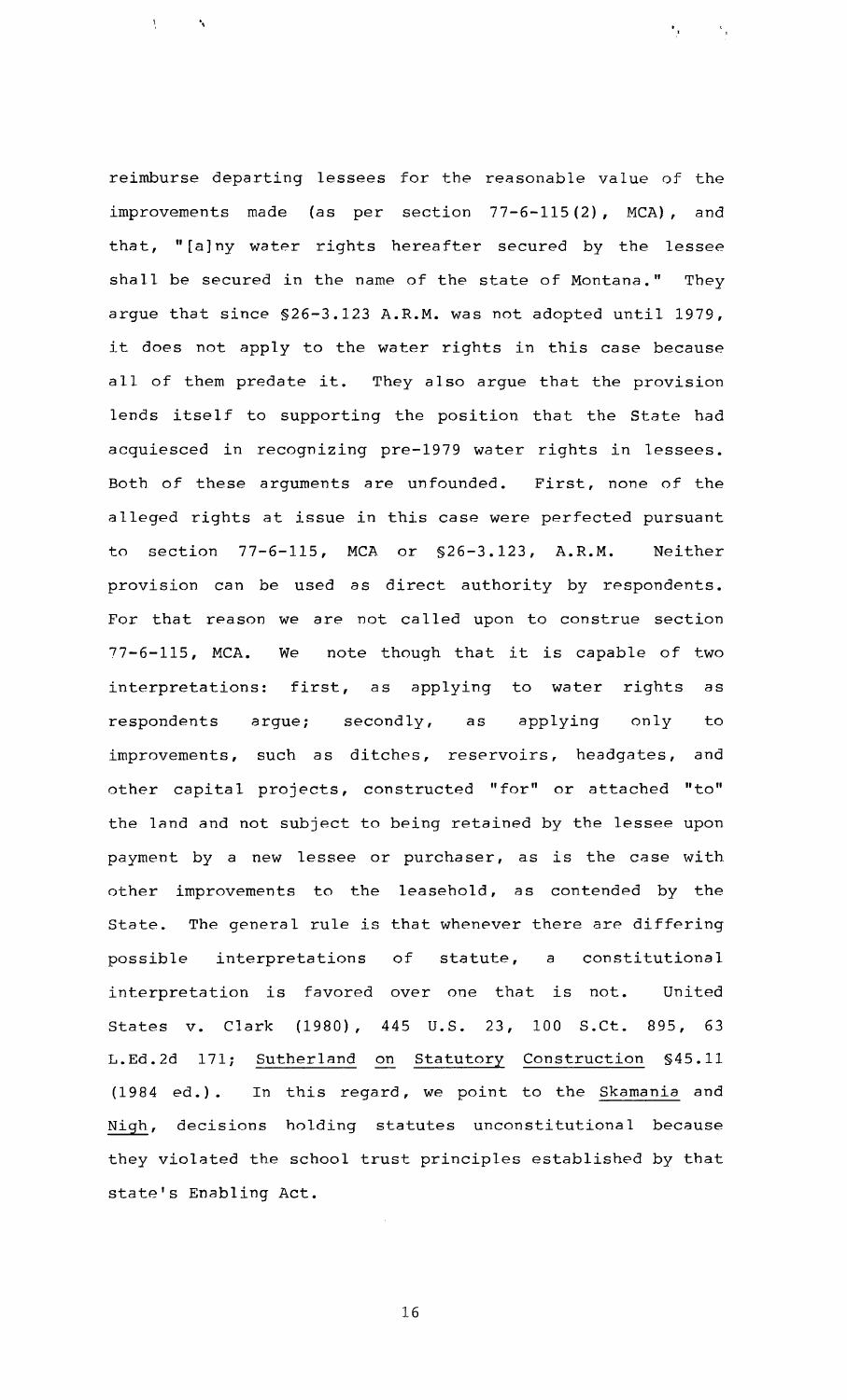reimburse departing lessees for the reasonable value of the improvements made (as per section 77-6-115(2), MCA), and that, "[a]ny water rights hereafter secured by the lessee shall be secured in the name of the state of Montana." They argue that since §26-3.123 A.R.M. was not adopted until 1979, it does not apply to the water rights in this case because all of them predate it. They also argue that the provision lends itself to supporting the position that the State had acquiesced in recognizing pre-1979 water rights in lessees. Both of these arguments are unfounded. First, none of the alleged rights at issue in this case were perfected pursuant to section 77-6-115, MCA or §26-3.123, A.R.M. Neither provision can be used as direct authority by respondents. For that reason we are not called upon to construe section 77-6-115, MCA. We note though that it is capable of two interpretations: first, as applying to water rights as respondents argue; secondly, as applying only to improvements, such as ditches, reservoirs, headgates, and other capital projects, constructed "for" or attached "to" the land and not subject to being retained by the lessee upon payment by a new lessee or purchaser, as is the case with other improvements to the leasehold, as contended by the State. The general rule is that whenever there are differing possible interpretations of statute, a constitutional interpretation is favored over one that is not. United States v. Clark (1980), 445 U.S. 23, 100 S.Ct. 895, 63 L.Ed.2d 171; _Sutherland on Statutory Construction_ §45.11 (1984 ed.). In this regard, we point to the _Skamania_ and _Nigh_, decisions holding statutes unconstitutional because they violated the school trust principles established by that state's Enabling Act.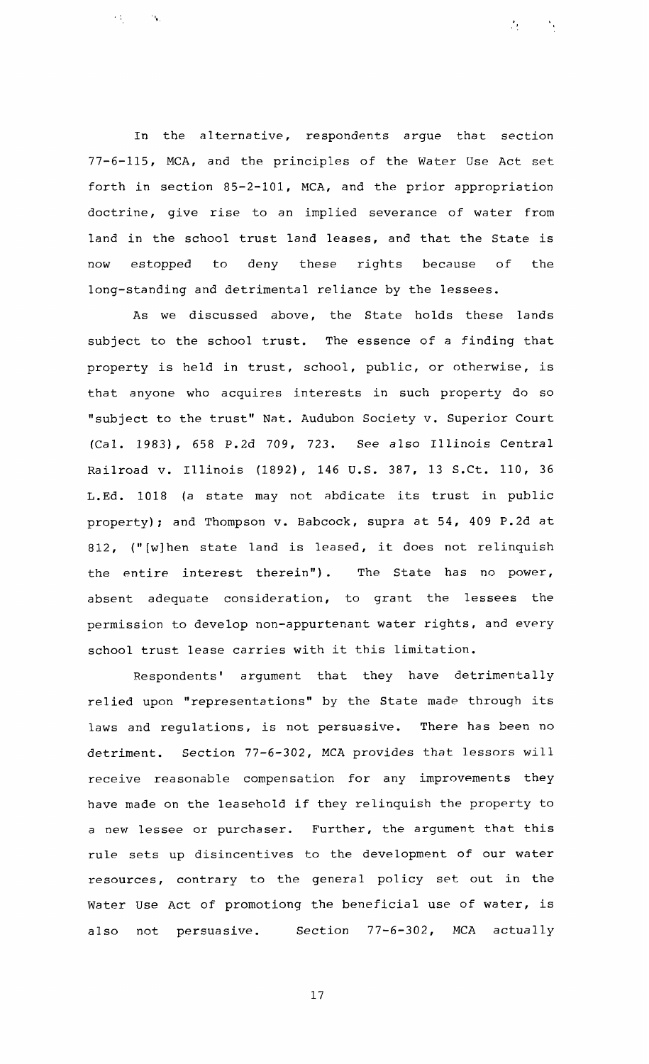In the alternative, respondents argue that section 77-6-115, MCA, and the principles of the Water Use Act set forth in section 85-2-101, MCA, and the prior appropriation doctrine, give rise to an implied severance of water from land in the school trust land leases, and that the State is now estopped to deny these rights because of the long-standing and detrimental reliance by the lessees.

As we discussed above, the State holds these lands subject to the school trust. The essence of a finding that property is held in trust, school, public, or otherwise, is that anyone who acquires interests in such property do so "subject to the trust" Nat. Audubon Society v. Superior Court (Cal. 1983), 658 P.2d 709, 723. See also Illinois Central Railroad v. Illinois (1892), 146 U.S. 387, 13 S.Ct. 110, 36 L.Ed. 1018 (a state may not abdicate its trust in public property); and Thompson v. Babcock, supra at 54, 409 P.2d at 812, ("[w]hen state land is leased, it does not relinquish the entire interest therein"). The State has no power, absent adequate consideration, to grant the lessees the permission to develop non-appurtenant water rights, and every school trust lease carries with it this limitation.

Respondents' argument that they have detrimentally relied upon "representations" by the State made through its laws and regulations, is not persuasive. There has been no detriment. Section 77-6-302, MCA provides that lessors will receive reasonable compensation for any improvements they have made on the leasehold if they relinquish the property to a new lessee or purchaser. Further, the argument that this rule sets up disincentives to the development of our water resources, contrary to the general policy set out in the Water Use Act of promotiong the beneficial use of water, is also not persuasive. Section 77-6-302, MCA actually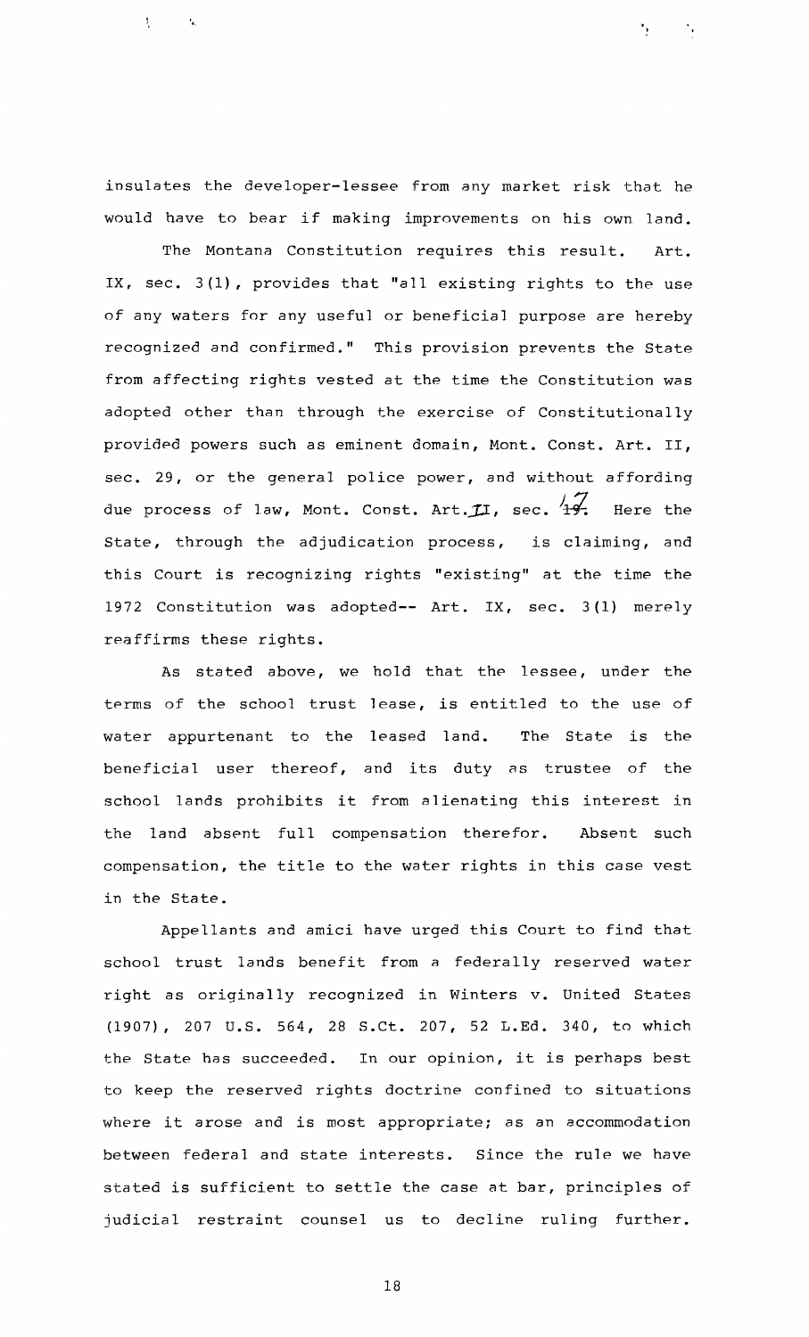insulates the developer-lessee from any market risk that he would have to bear if making improvements on his own land.

The Montana Constitution requires this result. Art. IX, sec. 3(1), provides that "all existing rights to the use of any waters for any useful or beneficial purpose are hereby recognized and confirmed." This provision prevents the State from affecting rights vested at the time the Constitution was adopted other than through the exercise of Constitutionally provided powers such as eminent domain, Mont. Const. Art. II, sec. 29, or the general police power, and without affording due process of law, Mont. Const. Art. II, sec. 17. Here the State, through the adjudication process, is claiming, and this Court is recognizing rights "existing" at the time the 1972 Constitution was adopted-- Art. IX, sec. 3(1) merely reaffirms these rights.

As stated above, we hold that the lessee, under the terms of the school trust lease, is entitled to the use of water appurtenant to the leased land. The State is the beneficial user thereof, and its duty as trustee of the school lands prohibits it from alienating this interest in the land absent full compensation therefor. Absent such compensation, the title to the water rights in this case vest in the State.

Appellants and amici have urged this Court to find that school trust lands benefit from a federally reserved water right as originally recognized in Winters v. United States (1907), 207 U.S. 564, 28 S.Ct. 207, 52 L.Ed. 340, to which the State has succeeded. In our opinion, it is perhaps best to keep the reserved rights doctrine confined to situations where it arose and is most appropriate; as an accommodation between federal and state interests. Since the rule we have stated is sufficient to settle the case at bar, principles of judicial restraint counsel us to decline ruling further.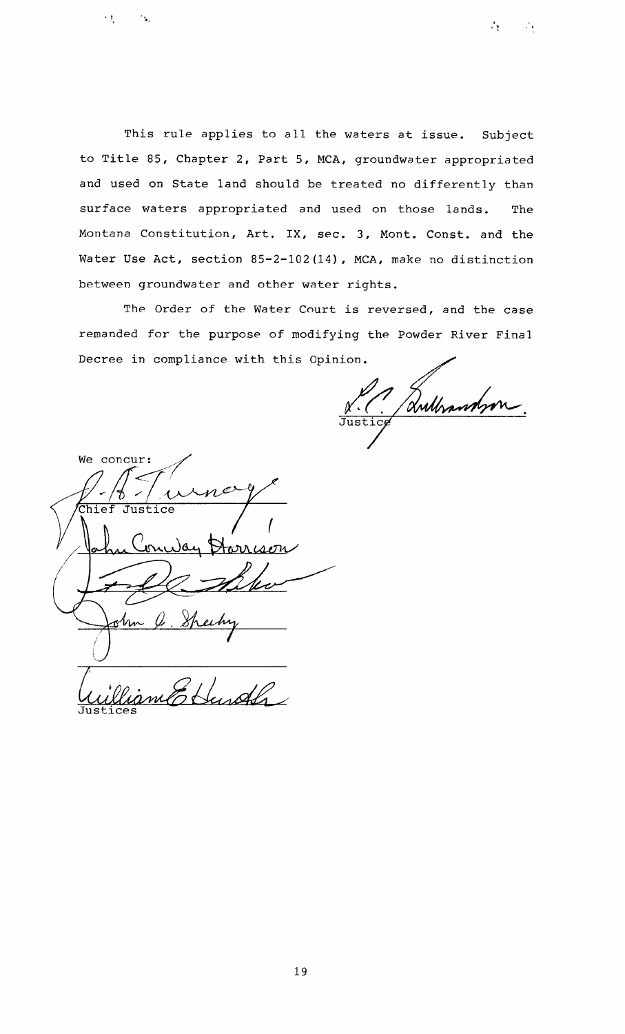This rule applies to all the waters at issue. Subject to Title 85, Chapter 2, Part 5, MCA, groundwater appropriated and used on State land should be treated no differently than surface waters appropriated and used on those lands. The Montana Constitution, Art. IX, sec. 3, Mont. Const. and the Water Use Act, section 85-2-102(14), MCA, make no distinction between groundwater and other water rights.

The Order of the Water Court is reversed, and the case remanded for the purpose of modifying the Powder River Final Decree in compliance with this Opinion.

Justice

We concur:

Chief Justice

Justices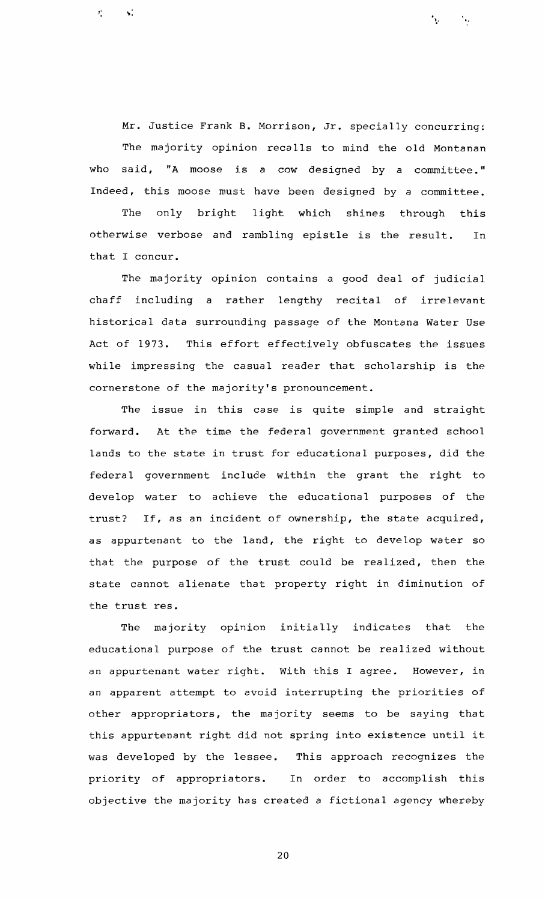Mr. Justice Frank B. Morrison, Jr. specially concurring:

The majority opinion recalls to mind the old Montanan who said, "A moose is a cow designed by a committee." Indeed, this moose must have been designed by a committee.

The only bright light which shines through this otherwise verbose and rambling epistle is the result. In that I concur.

The majority opinion contains a good deal of judicial chaff including a rather lengthy recital of irrelevant historical data surrounding passage of the Montana Water Use Act of 1973. This effort effectively obfuscates the issues while impressing the casual reader that scholarship is the cornerstone of the majority's pronouncement.

The issue in this case is quite simple and straight forward. At the time the federal government granted school lands to the state in trust for educational purposes, did the federal government include within the grant the right to develop water to achieve the educational purposes of the trust? If, as an incident of ownership, the state acquired, as appurtenant to the land, the right to develop water so that the purpose of the trust could be realized, then the state cannot alienate that property right in diminution of the trust res.

The majority opinion initially indicates that the educational purpose of the trust cannot be realized without an appurtenant water right. With this I agree. However, in an apparent attempt to avoid interrupting the priorities of other appropriators, the majority seems to be saying that this appurtenant right did not spring into existence until it was developed by the lessee. This approach recognizes the priority of appropriators. In order to accomplish this objective the majority has created a fictional agency whereby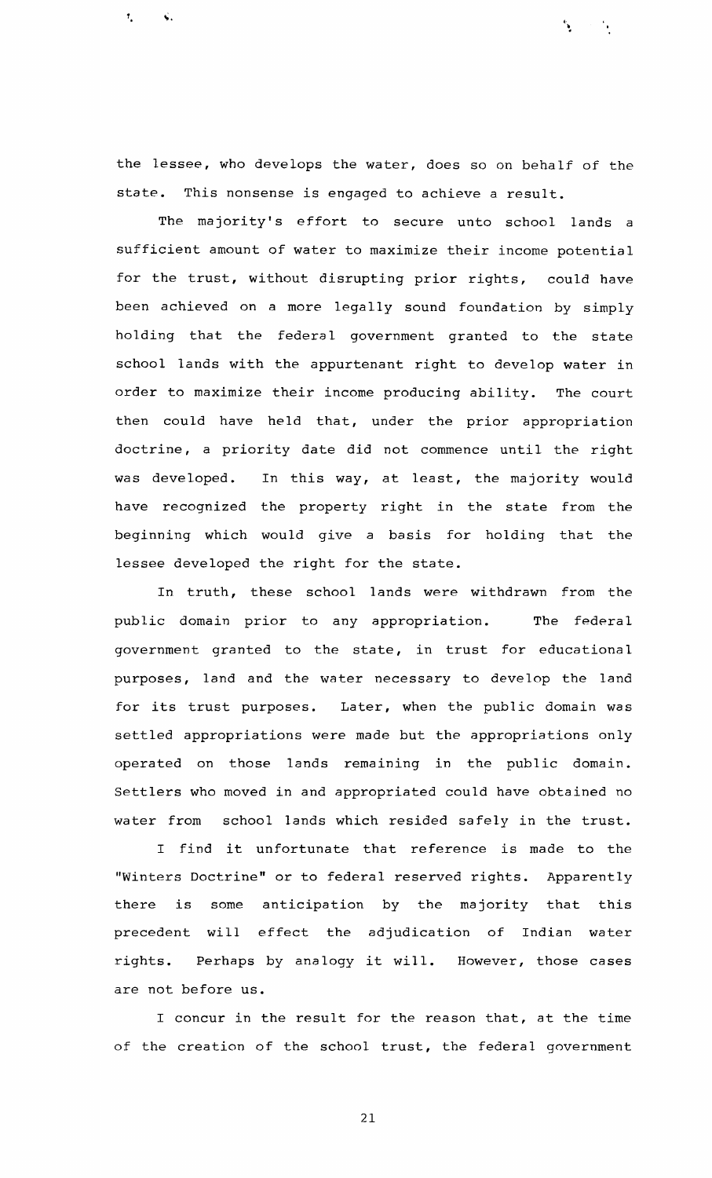the lessee, who develops the water, does so on behalf of the state. This nonsense is engaged to achieve a result.

The majority's effort to secure unto school lands a sufficient amount of water to maximize their income potential for the trust, without disrupting prior rights, could have been achieved on a more legally sound foundation by simply holding that the federal government granted to the state school lands with the appurtenant right to develop water in order to maximize their income producing ability. The court then could have held that, under the prior appropriation doctrine, a priority date did not commence until the right was developed. In this way, at least, the majority would have recognized the property right in the state from the beginning which would give a basis for holding that the lessee developed the right for the state.

In truth, these school lands were withdrawn from the public domain prior to any appropriation. The federal government granted to the state, in trust for educational purposes, land and the water necessary to develop the land for its trust purposes. Later, when the public domain was settled appropriations were made but the appropriations only operated on those lands remaining in the public domain. Settlers who moved in and appropriated could have obtained no water from school lands which resided safely in the trust.

I find it unfortunate that reference is made to the "Winters Doctrine" or to federal reserved rights. Apparently there is some anticipation by the majority that this precedent will effect the adjudication of Indian water rights. Perhaps by analogy it will. However, those cases are not before us.

I concur in the result for the reason that, at the time of the creation of the school trust, the federal government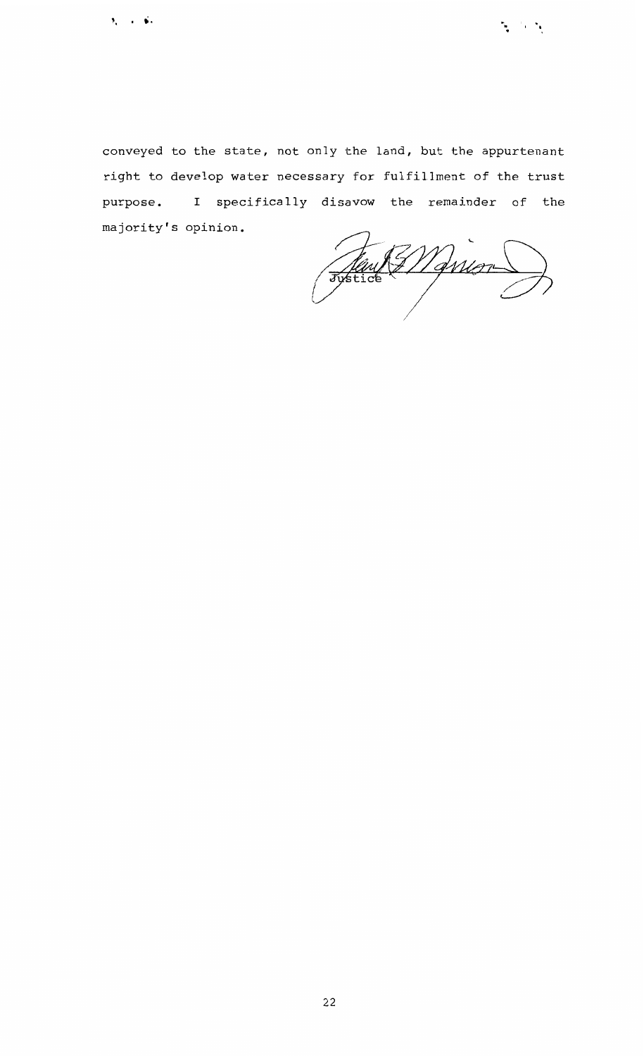conveyed to the state, not only the land, but the appurtenant right to develop water necessary for fulfillment of the trust purpose. I specifically disavow the remainder of the majority's opinion.

Justice